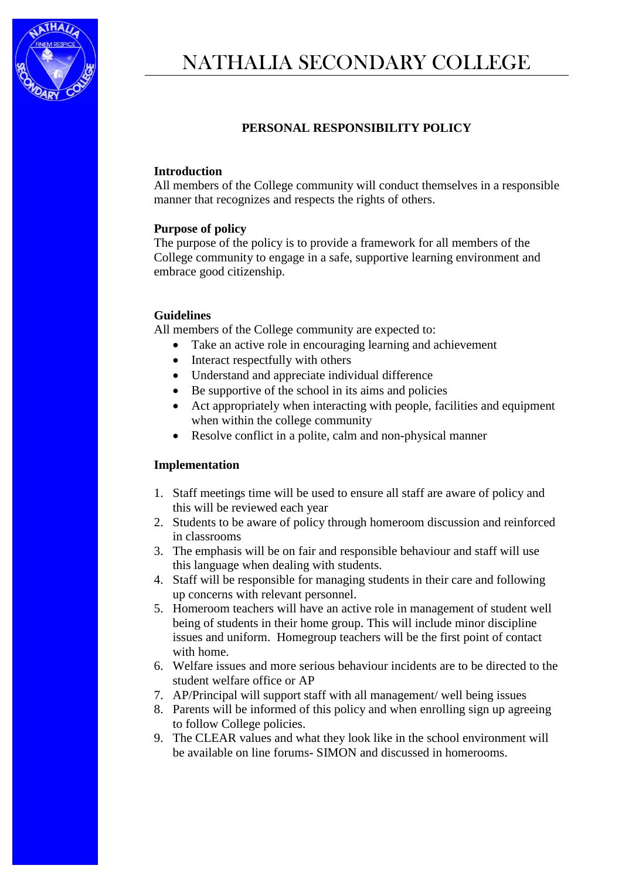# NATHALIA SECONDARY COLLEGE

## PERSONAL RESPONSIBILITY POLICY

**Introduction**
All members of the College community will conduct themselves in a responsible manner that recognizes and respects the rights of others.

**Purpose of policy**
The purpose of the policy is to provide a framework for all members of the College community to engage in a safe, supportive learning environment and embrace good citizenship.

**Guidelines**
All members of the College community are expected to:

- Take an active role in encouraging learning and achievement
- Interact respectfully with others
- Understand and appreciate individual difference
- Be supportive of the school in its aims and policies
- Act appropriately when interacting with people, facilities and equipment when within the college community
- Resolve conflict in a polite, calm and non-physical manner

**Implementation**

1. Staff meetings time will be used to ensure all staff are aware of policy and this will be reviewed each year
2. Students to be aware of policy through homeroom discussion and reinforced in classrooms
3. The emphasis will be on fair and responsible behaviour and staff will use this language when dealing with students.
4. Staff will be responsible for managing students in their care and following up concerns with relevant personnel.
5. Homeroom teachers will have an active role in management of student well being of students in their home group. This will include minor discipline issues and uniform. Homegroup teachers will be the first point of contact with home.
6. Welfare issues and more serious behaviour incidents are to be directed to the student welfare office or AP
7. AP/Principal will support staff with all management/ well being issues
8. Parents will be informed of this policy and when enrolling sign up agreeing to follow College policies.
9. The CLEAR values and what they look like in the school environment will be available on line forums- SIMON and discussed in homerooms.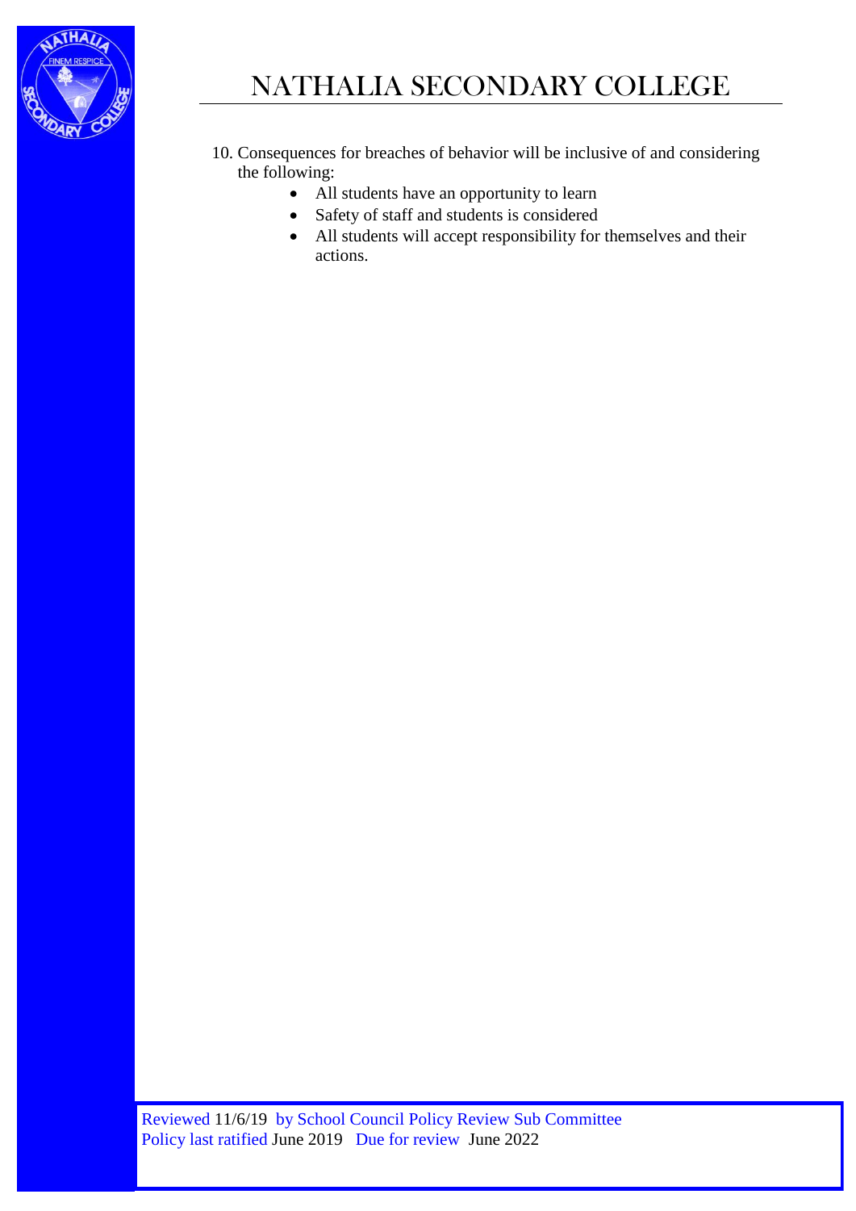10. Consequences for breaches of behavior will be inclusive of and considering the following:
    - All students have an opportunity to learn
    - Safety of staff and students is considered
    - All students will accept responsibility for themselves and their actions.

Reviewed 11/6/19 by School Council Policy Review Sub Committee
Policy last ratified June 2019 Due for review June 2022